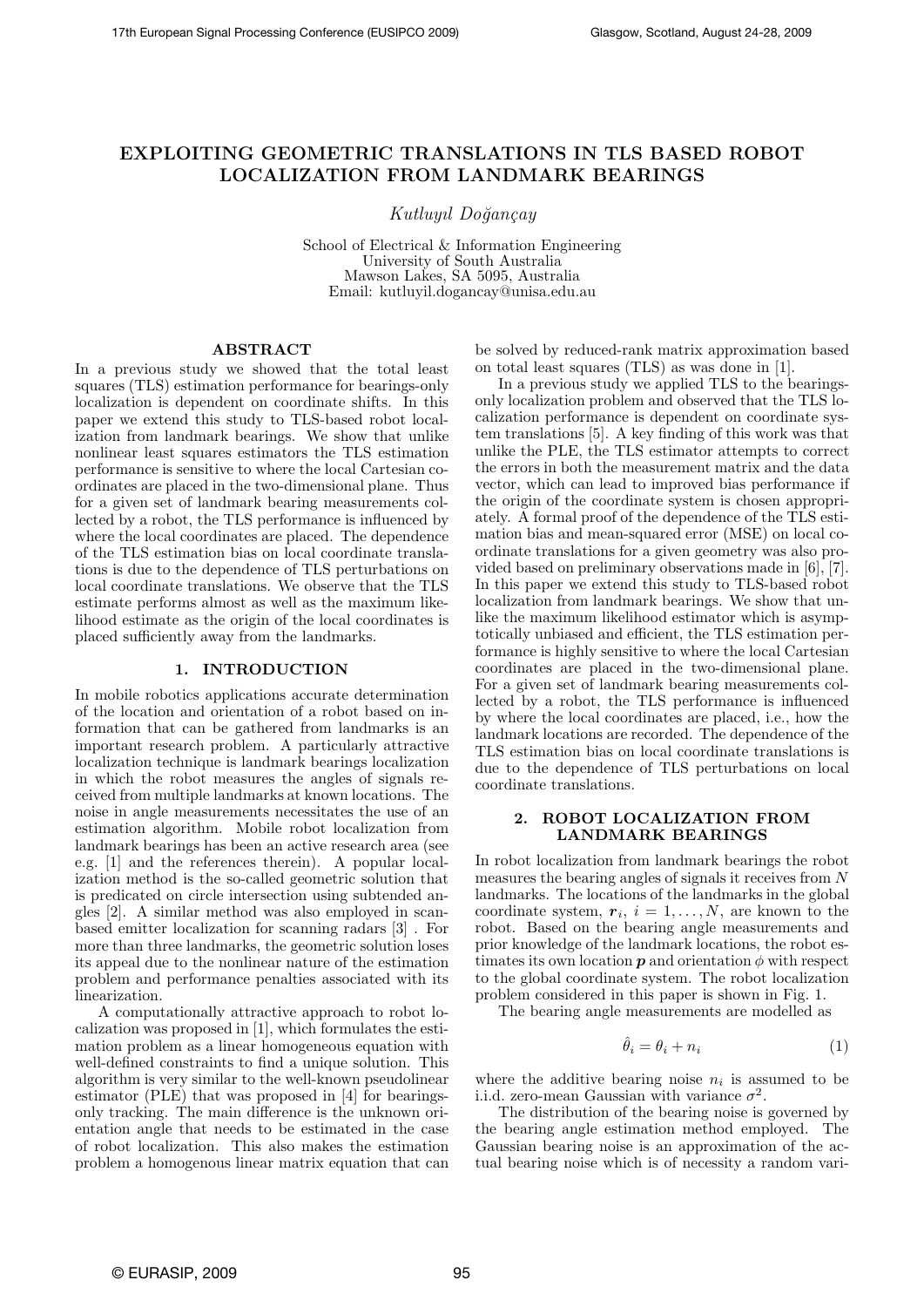# EXPLOITING GEOMETRIC TRANSLATIONS IN TLS BASED ROBOT LOCALIZATION FROM LANDMARK BEARINGS

*Kutluyıl Doğançay*

School of Electrical & Information Engineering
University of South Australia
Mawson Lakes, SA 5095, Australia
Email: kutluyil.dogancay@unisa.edu.au

## ABSTRACT

In a previous study we showed that the total least squares (TLS) estimation performance for bearings-only localization is dependent on coordinate shifts. In this paper we extend this study to TLS-based robot localization from landmark bearings. We show that unlike nonlinear least squares estimators the TLS estimation performance is sensitive to where the local Cartesian coordinates are placed in the two-dimensional plane. Thus for a given set of landmark bearing measurements collected by a robot, the TLS performance is influenced by where the local coordinates are placed. The dependence of the TLS estimation bias on local coordinate translations is due to the dependence of TLS perturbations on local coordinate translations. We observe that the TLS estimate performs almost as well as the maximum likelihood estimate as the origin of the local coordinates is placed sufficiently away from the landmarks.

## 1. INTRODUCTION

In mobile robotics applications accurate determination of the location and orientation of a robot based on information that can be gathered from landmarks is an important research problem. A particularly attractive localization technique is landmark bearings localization in which the robot measures the angles of signals received from multiple landmarks at known locations. The noise in angle measurements necessitates the use of an estimation algorithm. Mobile robot localization from landmark bearings has been an active research area (see e.g. [1] and the references therein). A popular localization method is the so-called geometric solution that is predicated on circle intersection using subtended angles [2]. A similar method was also employed in scan-based emitter localization for scanning radars [3] . For more than three landmarks, the geometric solution loses its appeal due to the nonlinear nature of the estimation problem and performance penalties associated with its linearization.

A computationally attractive approach to robot localization was proposed in [1], which formulates the estimation problem as a linear homogeneous equation with well-defined constraints to find a unique solution. This algorithm is very similar to the well-known pseudolinear estimator (PLE) that was proposed in [4] for bearings-only tracking. The main difference is the unknown orientation angle that needs to be estimated in the case of robot localization. This also makes the estimation problem a homogenous linear matrix equation that can be solved by reduced-rank matrix approximation based on total least squares (TLS) as was done in [1].

In a previous study we applied TLS to the bearings-only localization problem and observed that the TLS localization performance is dependent on coordinate system translations [5]. A key finding of this work was that unlike the PLE, the TLS estimator attempts to correct the errors in both the measurement matrix and the data vector, which can lead to improved bias performance if the origin of the coordinate system is chosen appropriately. A formal proof of the dependence of the TLS estimation bias and mean-squared error (MSE) on local coordinate translations for a given geometry was also provided based on preliminary observations made in [6], [7]. In this paper we extend this study to TLS-based robot localization from landmark bearings. We show that unlike the maximum likelihood estimator which is asymptotically unbiased and efficient, the TLS estimation performance is highly sensitive to where the local Cartesian coordinates are placed in the two-dimensional plane. For a given set of landmark bearing measurements collected by a robot, the TLS performance is influenced by where the local coordinates are placed, i.e., how the landmark locations are recorded. The dependence of the TLS estimation bias on local coordinate translations is due to the dependence of TLS perturbations on local coordinate translations.

## 2. ROBOT LOCALIZATION FROM LANDMARK BEARINGS

In robot localization from landmark bearings the robot measures the bearing angles of signals it receives from $N$ landmarks. The locations of the landmarks in the global coordinate system, $\boldsymbol{r}_i$, $i = 1, \ldots, N$, are known to the robot. Based on the bearing angle measurements and prior knowledge of the landmark locations, the robot estimates its own location $\boldsymbol{p}$ and orientation $\phi$ with respect to the global coordinate system. The robot localization problem considered in this paper is shown in Fig. 1.

The bearing angle measurements are modelled as

$$\hat{\theta}_i = \theta_i + n_i \tag{1}$$

where the additive bearing noise $n_i$ is assumed to be i.i.d. zero-mean Gaussian with variance $\sigma^2$.

The distribution of the bearing noise is governed by the bearing angle estimation method employed. The Gaussian bearing noise is an approximation of the actual bearing noise which is of necessity a random vari-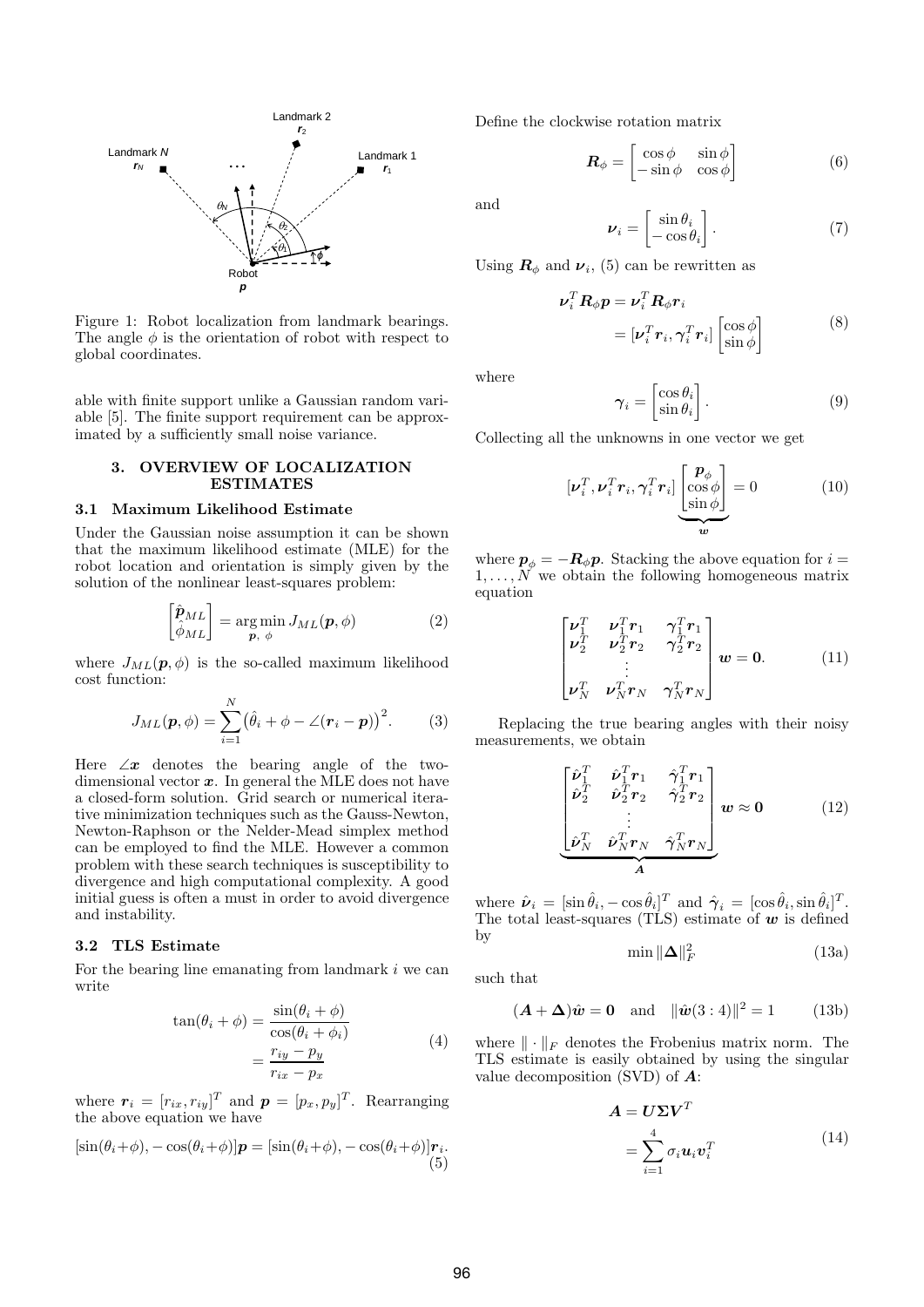Figure 1: Robot localization from landmark bearings. The angle $\phi$ is the orientation of robot with respect to global coordinates.

able with finite support unlike a Gaussian random variable [5]. The finite support requirement can be approximated by a sufficiently small noise variance.

## 3. OVERVIEW OF LOCALIZATION ESTIMATES

### 3.1 Maximum Likelihood Estimate

Under the Gaussian noise assumption it can be shown that the maximum likelihood estimate (MLE) for the robot location and orientation is simply given by the solution of the nonlinear least-squares problem:

$$\begin{bmatrix} \hat{\boldsymbol{p}}_{ML} \\ \hat{\phi}_{ML} \end{bmatrix} = \underset{\boldsymbol{p},\ \phi}{\arg\min}\, J_{ML}(\boldsymbol{p}, \phi) \tag{2}$$

where $J_{ML}(\boldsymbol{p}, \phi)$ is the so-called maximum likelihood cost function:

$$J_{ML}(\boldsymbol{p}, \phi) = \sum_{i=1}^{N} \big(\hat{\theta}_i + \phi - \angle(\boldsymbol{r}_i - \boldsymbol{p})\big)^2. \tag{3}$$

Here $\angle \boldsymbol{x}$ denotes the bearing angle of the two-dimensional vector $\boldsymbol{x}$. In general the MLE does not have a closed-form solution. Grid search or numerical iterative minimization techniques such as the Gauss-Newton, Newton-Raphson or the Nelder-Mead simplex method can be employed to find the MLE. However a common problem with these search techniques is susceptibility to divergence and high computational complexity. A good initial guess is often a must in order to avoid divergence and instability.

### 3.2 TLS Estimate

For the bearing line emanating from landmark $i$ we can write

$$\begin{aligned} \tan(\theta_i + \phi) &= \frac{\sin(\theta_i + \phi)}{\cos(\theta_i + \phi_i)} \\ &= \frac{r_{iy} - p_y}{r_{ix} - p_x} \end{aligned} \tag{4}$$

where $\boldsymbol{r}_i = [r_{ix}, r_{iy}]^T$ and $\boldsymbol{p} = [p_x, p_y]^T$. Rearranging the above equation we have

$$[\sin(\theta_i{+}\phi), -\cos(\theta_i{+}\phi)]\boldsymbol{p} = [\sin(\theta_i{+}\phi), -\cos(\theta_i{+}\phi)]\boldsymbol{r}_i. \tag{5}$$

Define the clockwise rotation matrix

$$\boldsymbol{R}_\phi = \begin{bmatrix} \cos\phi & \sin\phi \\ -\sin\phi & \cos\phi \end{bmatrix} \tag{6}$$

and

$$\boldsymbol{\nu}_i = \begin{bmatrix} \sin\theta_i \\ -\cos\theta_i \end{bmatrix}. \tag{7}$$

Using $\boldsymbol{R}_\phi$ and $\boldsymbol{\nu}_i$, (5) can be rewritten as

$$\begin{aligned} \boldsymbol{\nu}_i^T \boldsymbol{R}_\phi \boldsymbol{p} &= \boldsymbol{\nu}_i^T \boldsymbol{R}_\phi \boldsymbol{r}_i \\ &= [\boldsymbol{\nu}_i^T \boldsymbol{r}_i, \boldsymbol{\gamma}_i^T \boldsymbol{r}_i] \begin{bmatrix} \cos\phi \\ \sin\phi \end{bmatrix} \end{aligned} \tag{8}$$

where

$$\boldsymbol{\gamma}_i = \begin{bmatrix} \cos\theta_i \\ \sin\theta_i \end{bmatrix}. \tag{9}$$

Collecting all the unknowns in one vector we get

$$[\boldsymbol{\nu}_i^T, \boldsymbol{\nu}_i^T \boldsymbol{r}_i, \boldsymbol{\gamma}_i^T \boldsymbol{r}_i] \underbrace{\begin{bmatrix} \boldsymbol{p}_\phi \\ \cos\phi \\ \sin\phi \end{bmatrix}}_{\boldsymbol{w}} = 0 \tag{10}$$

where $\boldsymbol{p}_\phi = -\boldsymbol{R}_\phi \boldsymbol{p}$. Stacking the above equation for $i = 1, \ldots, N$ we obtain the following homogeneous matrix equation

$$\begin{bmatrix} \boldsymbol{\nu}_1^T & \boldsymbol{\nu}_1^T \boldsymbol{r}_1 & \boldsymbol{\gamma}_1^T \boldsymbol{r}_1 \\ \boldsymbol{\nu}_2^T & \boldsymbol{\nu}_2^T \boldsymbol{r}_2 & \boldsymbol{\gamma}_2^T \boldsymbol{r}_2 \\ & \vdots & \\ \boldsymbol{\nu}_N^T & \boldsymbol{\nu}_N^T \boldsymbol{r}_N & \boldsymbol{\gamma}_N^T \boldsymbol{r}_N \end{bmatrix} \boldsymbol{w} = \boldsymbol{0}. \tag{11}$$

Replacing the true bearing angles with their noisy measurements, we obtain

$$\underbrace{\begin{bmatrix} \hat{\boldsymbol{\nu}}_1^T & \hat{\boldsymbol{\nu}}_1^T \boldsymbol{r}_1 & \hat{\boldsymbol{\gamma}}_1^T \boldsymbol{r}_1 \\ \hat{\boldsymbol{\nu}}_2^T & \hat{\boldsymbol{\nu}}_2^T \boldsymbol{r}_2 & \hat{\boldsymbol{\gamma}}_2^T \boldsymbol{r}_2 \\ & \vdots & \\ \hat{\boldsymbol{\nu}}_N^T & \hat{\boldsymbol{\nu}}_N^T \boldsymbol{r}_N & \hat{\boldsymbol{\gamma}}_N^T \boldsymbol{r}_N \end{bmatrix}}_{\boldsymbol{A}} \boldsymbol{w} \approx \boldsymbol{0} \tag{12}$$

where $\hat{\boldsymbol{\nu}}_i = [\sin\hat{\theta}_i, -\cos\hat{\theta}_i]^T$ and $\hat{\boldsymbol{\gamma}}_i = [\cos\hat{\theta}_i, \sin\hat{\theta}_i]^T$. The total least-squares (TLS) estimate of $\boldsymbol{w}$ is defined by

$$\min \|\boldsymbol{\Delta}\|_F^2 \tag{13a}$$

such that

$$(\boldsymbol{A} + \boldsymbol{\Delta})\hat{\boldsymbol{w}} = \boldsymbol{0} \quad \text{and} \quad \|\hat{\boldsymbol{w}}(3:4)\|^2 = 1 \tag{13b}$$

where $\|\cdot\|_F$ denotes the Frobenius matrix norm. The TLS estimate is easily obtained by using the singular value decomposition (SVD) of $\boldsymbol{A}$:

$$\begin{aligned} \boldsymbol{A} &= \boldsymbol{U}\boldsymbol{\Sigma}\boldsymbol{V}^T \\ &= \sum_{i=1}^{4} \sigma_i \boldsymbol{u}_i \boldsymbol{v}_i^T \end{aligned} \tag{14}$$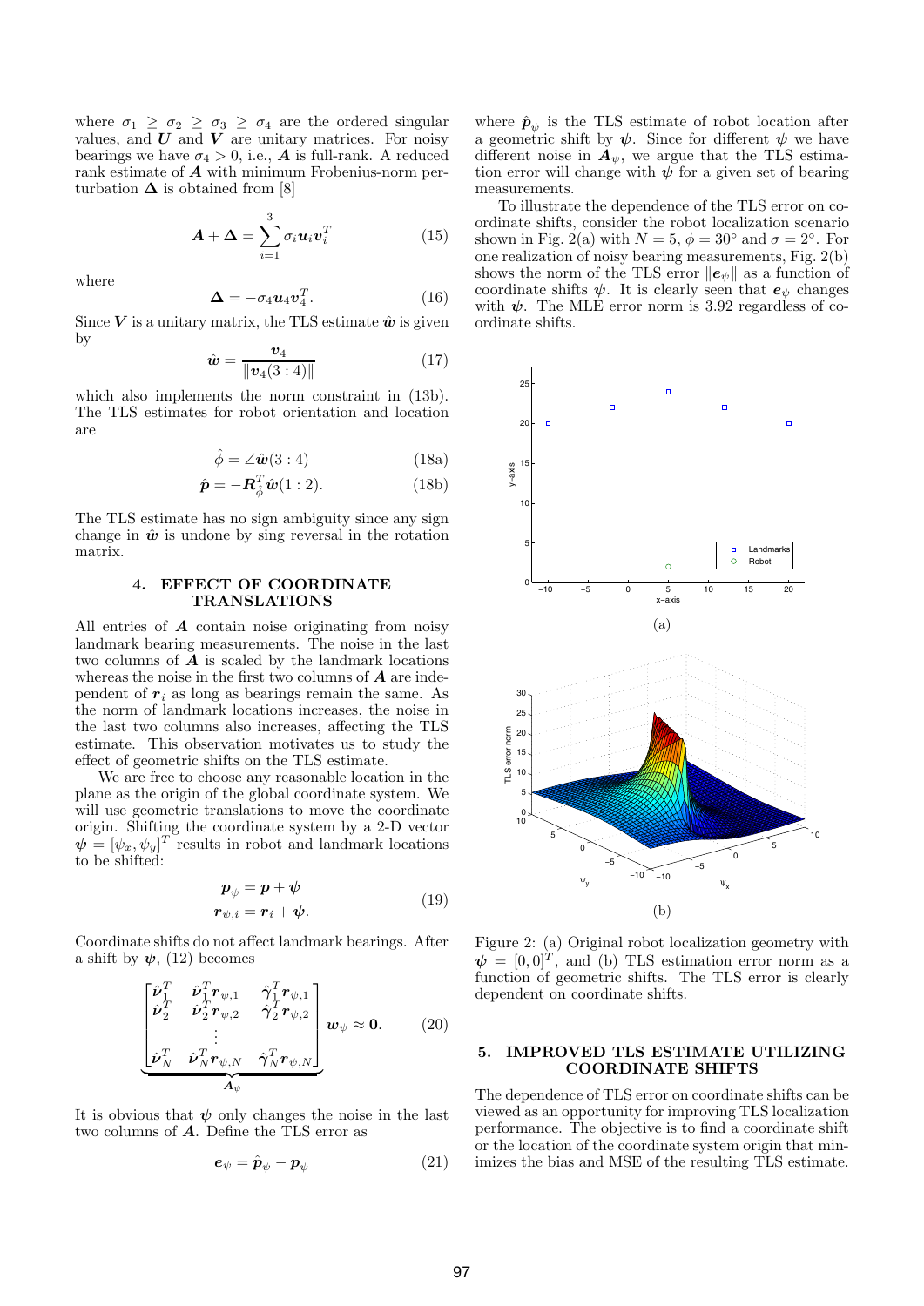where $\sigma_1 \geq \sigma_2 \geq \sigma_3 \geq \sigma_4$ are the ordered singular values, and $\boldsymbol{U}$ and $\boldsymbol{V}$ are unitary matrices. For noisy bearings we have $\sigma_4 > 0$, i.e., $\boldsymbol{A}$ is full-rank. A reduced rank estimate of $\boldsymbol{A}$ with minimum Frobenius-norm perturbation $\boldsymbol{\Delta}$ is obtained from [8]

$$\boldsymbol{A} + \boldsymbol{\Delta} = \sum_{i=1}^{3} \sigma_i \boldsymbol{u}_i \boldsymbol{v}_i^T \tag{15}$$

where

$$\boldsymbol{\Delta} = -\sigma_4 \boldsymbol{u}_4 \boldsymbol{v}_4^T. \tag{16}$$

Since $\boldsymbol{V}$ is a unitary matrix, the TLS estimate $\hat{\boldsymbol{w}}$ is given by

$$\hat{\boldsymbol{w}} = \frac{\boldsymbol{v}_4}{\|\boldsymbol{v}_4(3:4)\|} \tag{17}$$

which also implements the norm constraint in (13b). The TLS estimates for robot orientation and location are

$$\hat{\phi} = \angle \hat{\boldsymbol{w}}(3:4) \tag{18a}$$

$$\hat{\boldsymbol{p}} = -\boldsymbol{R}_{\hat{\phi}}^T \hat{\boldsymbol{w}}(1:2). \tag{18b}$$

The TLS estimate has no sign ambiguity since any sign change in $\hat{\boldsymbol{w}}$ is undone by sing reversal in the rotation matrix.

## 4. EFFECT OF COORDINATE TRANSLATIONS

All entries of $\boldsymbol{A}$ contain noise originating from noisy landmark bearing measurements. The noise in the last two columns of $\boldsymbol{A}$ is scaled by the landmark locations whereas the noise in the first two columns of $\boldsymbol{A}$ are independent of $\boldsymbol{r}_i$ as long as bearings remain the same. As the norm of landmark locations increases, the noise in the last two columns also increases, affecting the TLS estimate. This observation motivates us to study the effect of geometric shifts on the TLS estimate.

We are free to choose any reasonable location in the plane as the origin of the global coordinate system. We will use geometric translations to move the coordinate origin. Shifting the coordinate system by a 2-D vector $\boldsymbol{\psi} = [\psi_x, \psi_y]^T$ results in robot and landmark locations to be shifted:

$$\begin{aligned} \boldsymbol{p}_\psi &= \boldsymbol{p} + \boldsymbol{\psi} \\ \boldsymbol{r}_{\psi,i} &= \boldsymbol{r}_i + \boldsymbol{\psi}. \end{aligned} \tag{19}$$

Coordinate shifts do not affect landmark bearings. After a shift by $\boldsymbol{\psi}$, (12) becomes

$$\underbrace{\begin{bmatrix} \hat{\boldsymbol{\nu}}_1^T & \hat{\boldsymbol{\nu}}_1^T \boldsymbol{r}_{\psi,1} & \hat{\boldsymbol{\gamma}}_1^T \boldsymbol{r}_{\psi,1} \\ \hat{\boldsymbol{\nu}}_2^T & \hat{\boldsymbol{\nu}}_2^T \boldsymbol{r}_{\psi,2} & \hat{\boldsymbol{\gamma}}_2^T \boldsymbol{r}_{\psi,2} \\ & \vdots & \\ \hat{\boldsymbol{\nu}}_N^T & \hat{\boldsymbol{\nu}}_N^T \boldsymbol{r}_{\psi,N} & \hat{\boldsymbol{\gamma}}_N^T \boldsymbol{r}_{\psi,N} \end{bmatrix}}_{\boldsymbol{A}_\psi} \boldsymbol{w}_\psi \approx \boldsymbol{0}. \tag{20}$$

It is obvious that $\boldsymbol{\psi}$ only changes the noise in the last two columns of $\boldsymbol{A}$. Define the TLS error as

$$\boldsymbol{e}_\psi = \hat{\boldsymbol{p}}_\psi - \boldsymbol{p}_\psi \tag{21}$$

where $\hat{\boldsymbol{p}}_\psi$ is the TLS estimate of robot location after a geometric shift by $\boldsymbol{\psi}$. Since for different $\boldsymbol{\psi}$ we have different noise in $\hat{\boldsymbol{A}}_\psi$, we argue that the TLS estimation error will change with $\boldsymbol{\psi}$ for a given set of bearing measurements.

To illustrate the dependence of the TLS error on coordinate shifts, consider the robot localization scenario shown in Fig. 2(a) with $N = 5$, $\phi = 30°$ and $\sigma = 2°$. For one realization of noisy bearing measurements, Fig. 2(b) shows the norm of the TLS error $\|\boldsymbol{e}_\psi\|$ as a function of coordinate shifts $\boldsymbol{\psi}$. It is clearly seen that $\boldsymbol{e}_\psi$ changes with $\boldsymbol{\psi}$. The MLE error norm is 3.92 regardless of coordinate shifts.

(a)

(b)

Figure 2: (a) Original robot localization geometry with $\boldsymbol{\psi} = [0, 0]^T$, and (b) TLS estimation error norm as a function of geometric shifts. The TLS error is clearly dependent on coordinate shifts.

## 5. IMPROVED TLS ESTIMATE UTILIZING COORDINATE SHIFTS

The dependence of TLS error on coordinate shifts can be viewed as an opportunity for improving TLS localization performance. The objective is to find a coordinate shift or the location of the coordinate system origin that minimizes the bias and MSE of the resulting TLS estimate.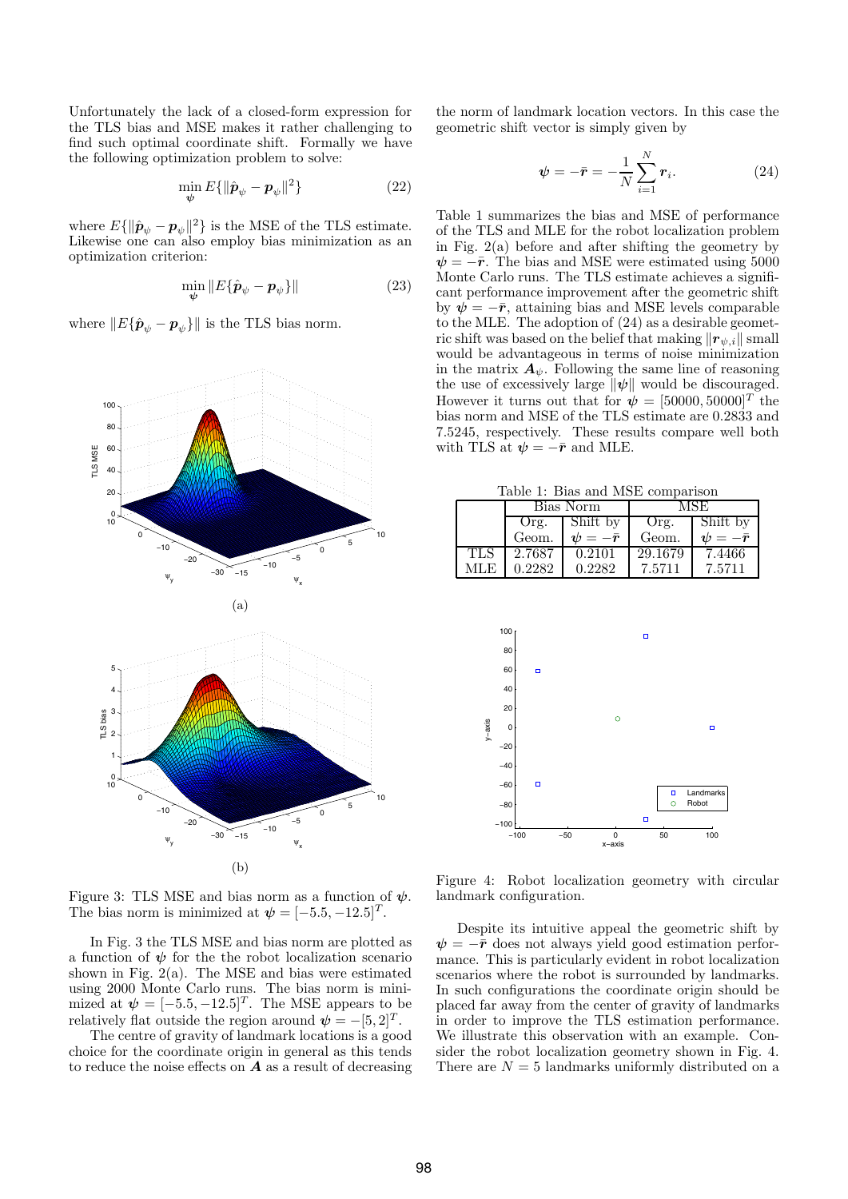Unfortunately the lack of a closed-form expression for the TLS bias and MSE makes it rather challenging to find such optimal coordinate shift. Formally we have the following optimization problem to solve:

$$\min_{\boldsymbol{\psi}} E\{\|\hat{\boldsymbol{p}}_\psi - \boldsymbol{p}_\psi\|^2\} \tag{22}$$

where $E\{\|\hat{\boldsymbol{p}}_\psi - \boldsymbol{p}_\psi\|^2\}$ is the MSE of the TLS estimate. Likewise one can also employ bias minimization as an optimization criterion:

$$\min_{\boldsymbol{\psi}} \|E\{\hat{\boldsymbol{p}}_\psi - \boldsymbol{p}_\psi\}\| \tag{23}$$

where $\|E\{\hat{\boldsymbol{p}}_\psi - \boldsymbol{p}_\psi\}\|$ is the TLS bias norm.

(a)

(b)

Figure 3: TLS MSE and bias norm as a function of $\boldsymbol{\psi}$. The bias norm is minimized at $\boldsymbol{\psi} = [-5.5, -12.5]^T$.

In Fig. 3 the TLS MSE and bias norm are plotted as a function of $\boldsymbol{\psi}$ for the the robot localization scenario shown in Fig. 2(a). The MSE and bias were estimated using 2000 Monte Carlo runs. The bias norm is minimized at $\boldsymbol{\psi} = [-5.5, -12.5]^T$. The MSE appears to be relatively flat outside the region around $\boldsymbol{\psi} = -[5, 2]^T$.

The centre of gravity of landmark locations is a good choice for the coordinate origin in general as this tends to reduce the noise effects on $\boldsymbol{A}$ as a result of decreasing the norm of landmark location vectors. In this case the geometric shift vector is simply given by

$$\boldsymbol{\psi} = -\bar{\boldsymbol{r}} = -\frac{1}{N}\sum_{i=1}^{N} \boldsymbol{r}_i. \tag{24}$$

Table 1 summarizes the bias and MSE of performance of the TLS and MLE for the robot localization problem in Fig. 2(a) before and after shifting the geometry by $\boldsymbol{\psi} = -\bar{\boldsymbol{r}}$. The bias and MSE were estimated using 5000 Monte Carlo runs. The TLS estimate achieves a significant performance improvement after the geometric shift by $\boldsymbol{\psi} = -\bar{\boldsymbol{r}}$, attaining bias and MSE levels comparable to the MLE. The adoption of (24) as a desirable geometric shift was based on the belief that making $\|\boldsymbol{r}_{\psi,i}\|$ small would be advantageous in terms of noise minimization in the matrix $\boldsymbol{A}_\psi$. Following the same line of reasoning the use of excessively large $\|\boldsymbol{\psi}\|$ would be discouraged. However it turns out that for $\boldsymbol{\psi} = [50000, 50000]^T$ the bias norm and MSE of the TLS estimate are 0.2833 and 7.5245, respectively. These results compare well both with TLS at $\boldsymbol{\psi} = -\bar{\boldsymbol{r}}$ and MLE.

Table 1: Bias and MSE comparison

| | Bias Norm | | MSE | |
|---|---|---|---|---|
| | Org. Geom. | Shift by $\boldsymbol{\psi} = -\bar{\boldsymbol{r}}$ | Org. Geom. | Shift by $\boldsymbol{\psi} = -\bar{\boldsymbol{r}}$ |
| TLS | 2.7687 | 0.2101 | 29.1679 | 7.4466 |
| MLE | 0.2282 | 0.2282 | 7.5711 | 7.5711 |

Figure 4: Robot localization geometry with circular landmark configuration.

Despite its intuitive appeal the geometric shift by $\boldsymbol{\psi} = -\bar{\boldsymbol{r}}$ does not always yield good estimation performance. This is particularly evident in robot localization scenarios where the robot is surrounded by landmarks. In such configurations the coordinate origin should be placed far away from the center of gravity of landmarks in order to improve the TLS estimation performance. We illustrate this observation with an example. Consider the robot localization geometry shown in Fig. 4. There are $N = 5$ landmarks uniformly distributed on a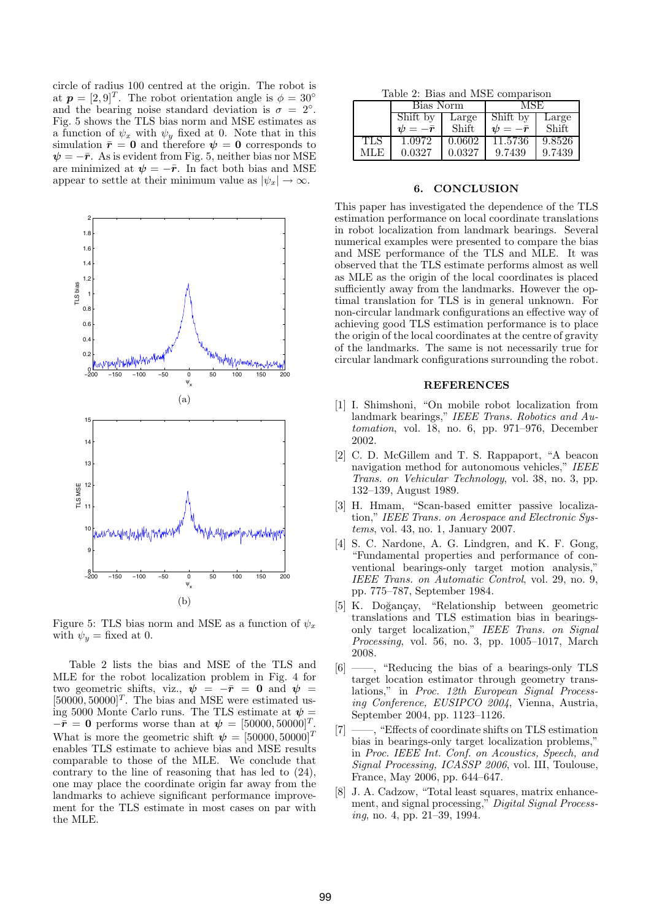circle of radius 100 centred at the origin. The robot is at $\boldsymbol{p} = [2, 9]^T$. The robot orientation angle is $\phi = 30°$ and the bearing noise standard deviation is $\sigma = 2°$. Fig. 5 shows the TLS bias norm and MSE estimates as a function of $\psi_x$ with $\psi_y$ fixed at 0. Note that in this simulation $\bar{\boldsymbol{r}} = \boldsymbol{0}$ and therefore $\boldsymbol{\psi} = \boldsymbol{0}$ corresponds to $\boldsymbol{\psi} = -\bar{\boldsymbol{r}}$. As is evident from Fig. 5, neither bias nor MSE are minimized at $\boldsymbol{\psi} = -\bar{\boldsymbol{r}}$. In fact both bias and MSE appear to settle at their minimum value as $|\psi_x| \to \infty$.

TLS bias

2
1.8
1.6
1.4
1.2
1
0.8
0.6
0.4
0.2
0

−200 −150 −100 −50 0 50 100 150 200

$\psi_x$

(a)

TLS MSE

15
14
13
12
11
10
9
8

−200 −150 −100 −50 0 50 100 150 200

$\psi_x$

(b)

Figure 5: TLS bias norm and MSE as a function of $\psi_x$ with $\psi_y$ = fixed at 0.

Table 2 lists the bias and MSE of the TLS and MLE for the robot localization problem in Fig. 4 for two geometric shifts, viz., $\boldsymbol{\psi} = -\bar{\boldsymbol{r}} = \boldsymbol{0}$ and $\boldsymbol{\psi} = [50000, 50000]^T$. The bias and MSE were estimated using 5000 Monte Carlo runs. The TLS estimate at $\boldsymbol{\psi} = -\bar{\boldsymbol{r}} = \boldsymbol{0}$ performs worse than at $\boldsymbol{\psi} = [50000, 50000]^T$. What is more the geometric shift $\boldsymbol{\psi} = [50000, 50000]^T$ enables TLS estimate to achieve bias and MSE results comparable to those of the MLE. We conclude that contrary to the line of reasoning that has led to (24), one may place the coordinate origin far away from the landmarks to achieve significant performance improvement for the TLS estimate in most cases on par with the MLE.

Table 2: Bias and MSE comparison

| | Bias Norm | | MSE | |
|---|---|---|---|---|
| | Shift by $\boldsymbol{\psi} = -\bar{\boldsymbol{r}}$ | Large Shift | Shift by $\boldsymbol{\psi} = -\bar{\boldsymbol{r}}$ | Large Shift |
| TLS | 1.0972 | 0.0602 | 11.5736 | 9.8526 |
| MLE | 0.0327 | 0.0327 | 9.7439 | 9.7439 |

## 6. CONCLUSION

This paper has investigated the dependence of the TLS estimation performance on local coordinate translations in robot localization from landmark bearings. Several numerical examples were presented to compare the bias and MSE performance of the TLS and MLE. It was observed that the TLS estimate performs almost as well as MLE as the origin of the local coordinates is placed sufficiently away from the landmarks. However the optimal translation for TLS is in general unknown. For non-circular landmark configurations an effective way of achieving good TLS estimation performance is to place the origin of the local coordinates at the centre of gravity of the landmarks. The same is not necessarily true for circular landmark configurations surrounding the robot.

## REFERENCES

[1] I. Shimshoni, "On mobile robot localization from landmark bearings," *IEEE Trans. Robotics and Automation*, vol. 18, no. 6, pp. 971–976, December 2002.

[2] C. D. McGillem and T. S. Rappaport, "A beacon navigation method for autonomous vehicles," *IEEE Trans. on Vehicular Technology*, vol. 38, no. 3, pp. 132–139, August 1989.

[3] H. Hmam, "Scan-based emitter passive localization," *IEEE Trans. on Aerospace and Electronic Systems*, vol. 43, no. 1, January 2007.

[4] S. C. Nardone, A. G. Lindgren, and K. F. Gong, "Fundamental properties and performance of conventional bearings-only target motion analysis," *IEEE Trans. on Automatic Control*, vol. 29, no. 9, pp. 775–787, September 1984.

[5] K. Doğançay, "Relationship between geometric translations and TLS estimation bias in bearings-only target localization," *IEEE Trans. on Signal Processing*, vol. 56, no. 3, pp. 1005–1017, March 2008.

[6] ——, "Reducing the bias of a bearings-only TLS target location estimator through geometry translations," in *Proc. 12th European Signal Processing Conference, EUSIPCO 2004*, Vienna, Austria, September 2004, pp. 1123–1126.

[7] ——, "Effects of coordinate shifts on TLS estimation bias in bearings-only target localization problems," in *Proc. IEEE Int. Conf. on Acoustics, Speech, and Signal Processing, ICASSP 2006*, vol. III, Toulouse, France, May 2006, pp. 644–647.

[8] J. A. Cadzow, "Total least squares, matrix enhancement, and signal processing," *Digital Signal Processing*, no. 4, pp. 21–39, 1994.